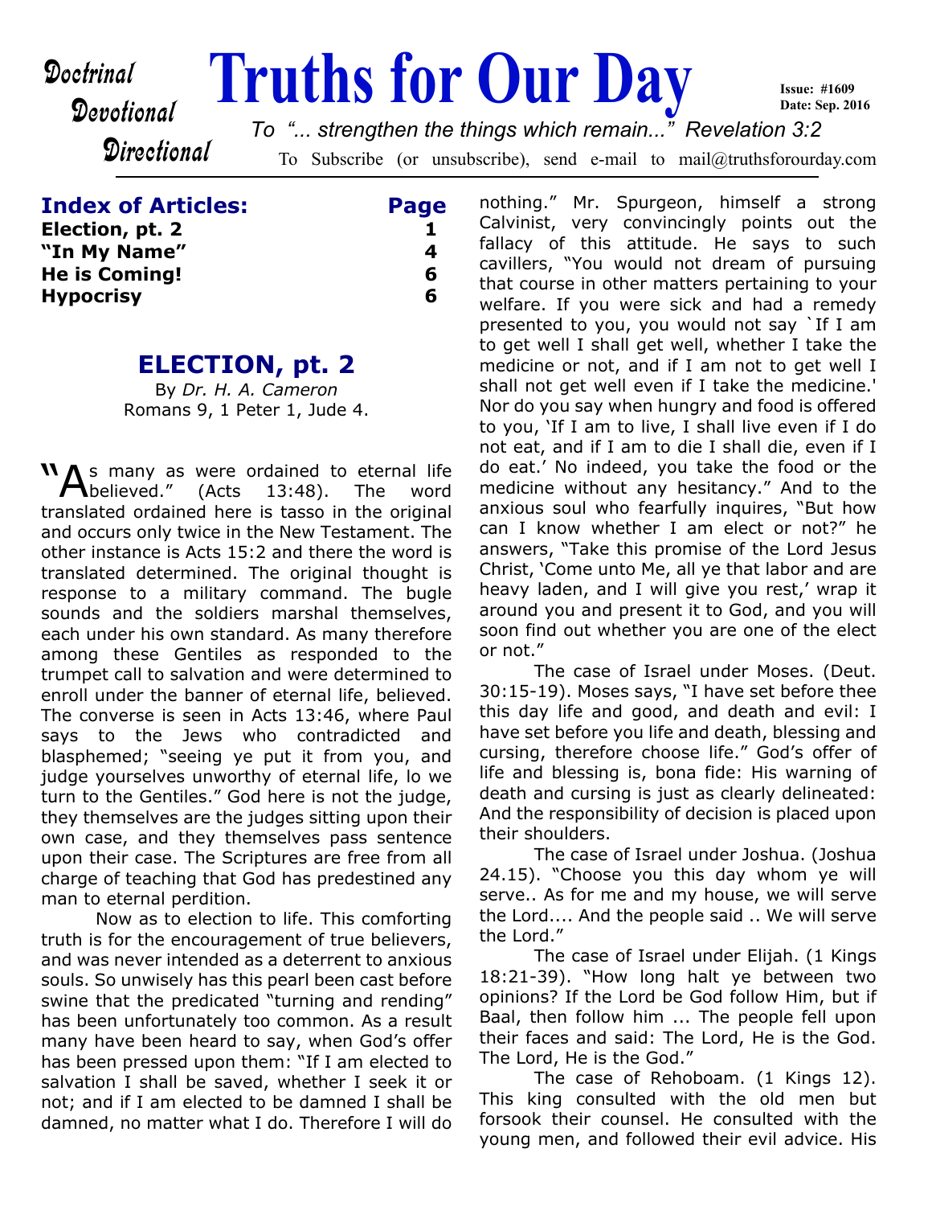Doctrinal
Devotional
Directional

# Truths for Our Day

**Issue: #1609**
**Date: Sep. 2016**

*To "... strengthen the things which remain..." Revelation 3:2*

To Subscribe (or unsubscribe), send e-mail to mail@truthsforourday.com

| **Index of Articles:** | **Page** |
|---|---|
| **Election, pt. 2** | **1** |
| **"In My Name"** | **4** |
| **He is Coming!** | **6** |
| **Hypocrisy** | **6** |

## ELECTION, pt. 2

By *Dr. H. A. Cameron*
Romans 9, 1 Peter 1, Jude 4.

"As many as were ordained to eternal life believed." (Acts 13:48). The word translated ordained here is tasso in the original and occurs only twice in the New Testament. The other instance is Acts 15:2 and there the word is translated determined. The original thought is response to a military command. The bugle sounds and the soldiers marshal themselves, each under his own standard. As many therefore among these Gentiles as responded to the trumpet call to salvation and were determined to enroll under the banner of eternal life, believed. The converse is seen in Acts 13:46, where Paul says to the Jews who contradicted and blasphemed; "seeing ye put it from you, and judge yourselves unworthy of eternal life, lo we turn to the Gentiles." God here is not the judge, they themselves are the judges sitting upon their own case, and they themselves pass sentence upon their case. The Scriptures are free from all charge of teaching that God has predestined any man to eternal perdition.

Now as to election to life. This comforting truth is for the encouragement of true believers, and was never intended as a deterrent to anxious souls. So unwisely has this pearl been cast before swine that the predicated "turning and rending" has been unfortunately too common. As a result many have been heard to say, when God's offer has been pressed upon them: "If I am elected to salvation I shall be saved, whether I seek it or not; and if I am elected to be damned I shall be damned, no matter what I do. Therefore I will do nothing." Mr. Spurgeon, himself a strong Calvinist, very convincingly points out the fallacy of this attitude. He says to such cavillers, "You would not dream of pursuing that course in other matters pertaining to your welfare. If you were sick and had a remedy presented to you, you would not say `If I am to get well I shall get well, whether I take the medicine or not, and if I am not to get well I shall not get well even if I take the medicine.' Nor do you say when hungry and food is offered to you, 'If I am to live, I shall live even if I do not eat, and if I am to die I shall die, even if I do eat.' No indeed, you take the food or the medicine without any hesitancy." And to the anxious soul who fearfully inquires, "But how can I know whether I am elect or not?" he answers, "Take this promise of the Lord Jesus Christ, 'Come unto Me, all ye that labor and are heavy laden, and I will give you rest,' wrap it around you and present it to God, and you will soon find out whether you are one of the elect or not."

The case of Israel under Moses. (Deut. 30:15-19). Moses says, "I have set before thee this day life and good, and death and evil: I have set before you life and death, blessing and cursing, therefore choose life." God's offer of life and blessing is, bona fide: His warning of death and cursing is just as clearly delineated: And the responsibility of decision is placed upon their shoulders.

The case of Israel under Joshua. (Joshua 24.15). "Choose you this day whom ye will serve.. As for me and my house, we will serve the Lord.... And the people said .. We will serve the Lord."

The case of Israel under Elijah. (1 Kings 18:21-39). "How long halt ye between two opinions? If the Lord be God follow Him, but if Baal, then follow him ... The people fell upon their faces and said: The Lord, He is the God. The Lord, He is the God."

The case of Rehoboam. (1 Kings 12). This king consulted with the old men but forsook their counsel. He consulted with the young men, and followed their evil advice. His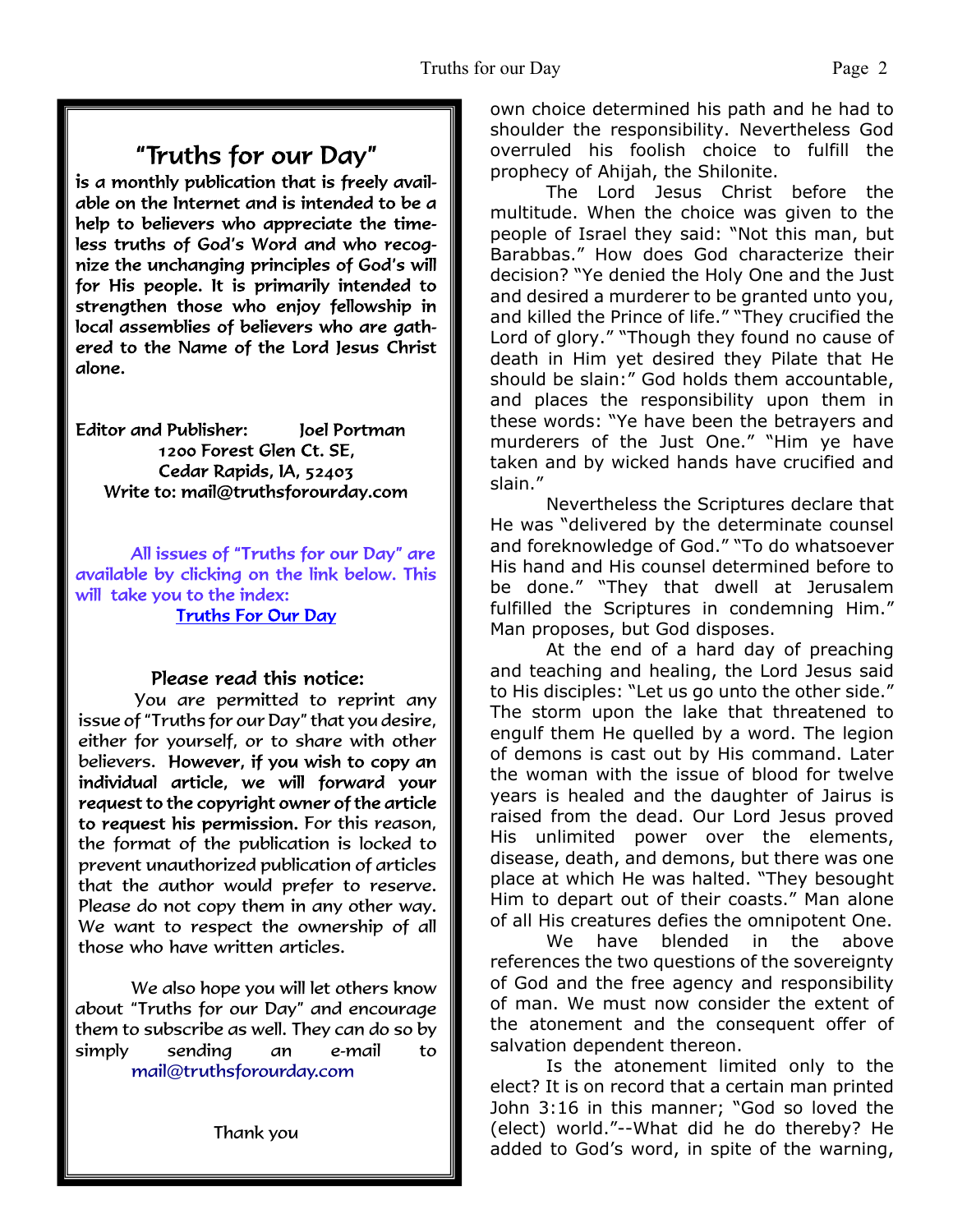## "Truths for our Day"

**is a monthly publication that is freely available on the Internet and is intended to be a help to believers who appreciate the timeless truths of God's Word and who recognize the unchanging principles of God's will for His people. It is primarily intended to strengthen those who enjoy fellowship in local assemblies of believers who are gathered to the Name of the Lord Jesus Christ alone.**

Editor and Publisher: Joel Portman
1200 Forest Glen Ct. SE,
Cedar Rapids, IA, 52403
Write to: mail@truthsforourday.com

All issues of "Truths for our Day" are available by clicking on the link below. This will take you to the index:
Truths For Our Day

### Please read this notice:

You are permitted to reprint any issue of "Truths for our Day" that you desire, either for yourself, or to share with other believers. **However, if you wish to copy an individual article, we will forward your request to the copyright owner of the article to request his permission.** For this reason, the format of the publication is locked to prevent unauthorized publication of articles that the author would prefer to reserve. Please do not copy them in any other way. We want to respect the ownership of all those who have written articles.

We also hope you will let others know about "Truths for our Day" and encourage them to subscribe as well. They can do so by simply sending an e-mail to mail@truthsforourday.com

Thank you

own choice determined his path and he had to shoulder the responsibility. Nevertheless God overruled his foolish choice to fulfill the prophecy of Ahijah, the Shilonite.

The Lord Jesus Christ before the multitude. When the choice was given to the people of Israel they said: "Not this man, but Barabbas." How does God characterize their decision? "Ye denied the Holy One and the Just and desired a murderer to be granted unto you, and killed the Prince of life." "They crucified the Lord of glory." "Though they found no cause of death in Him yet desired they Pilate that He should be slain:" God holds them accountable, and places the responsibility upon them in these words: "Ye have been the betrayers and murderers of the Just One." "Him ye have taken and by wicked hands have crucified and slain."

Nevertheless the Scriptures declare that He was "delivered by the determinate counsel and foreknowledge of God." "To do whatsoever His hand and His counsel determined before to be done." "They that dwell at Jerusalem fulfilled the Scriptures in condemning Him." Man proposes, but God disposes.

At the end of a hard day of preaching and teaching and healing, the Lord Jesus said to His disciples: "Let us go unto the other side." The storm upon the lake that threatened to engulf them He quelled by a word. The legion of demons is cast out by His command. Later the woman with the issue of blood for twelve years is healed and the daughter of Jairus is raised from the dead. Our Lord Jesus proved His unlimited power over the elements, disease, death, and demons, but there was one place at which He was halted. "They besought Him to depart out of their coasts." Man alone of all His creatures defies the omnipotent One.

We have blended in the above references the two questions of the sovereignty of God and the free agency and responsibility of man. We must now consider the extent of the atonement and the consequent offer of salvation dependent thereon.

Is the atonement limited only to the elect? It is on record that a certain man printed John 3:16 in this manner; "God so loved the (elect) world."--What did he do thereby? He added to God's word, in spite of the warning,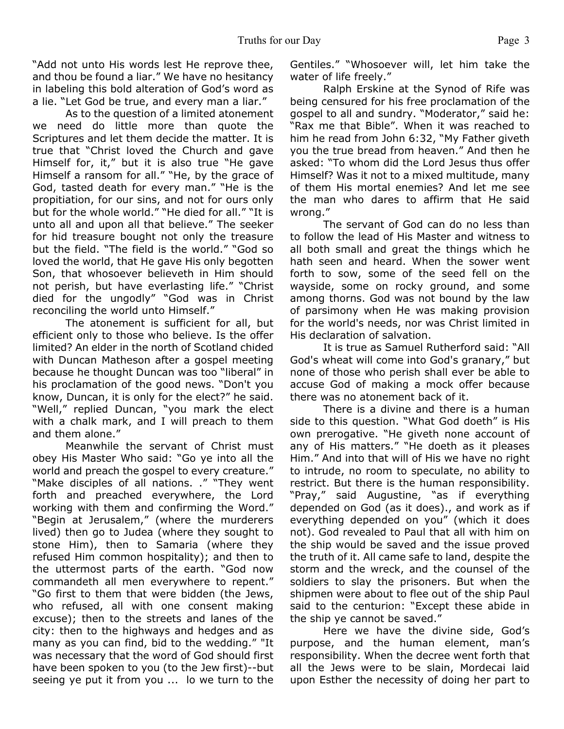"Add not unto His words lest He reprove thee, and thou be found a liar." We have no hesitancy in labeling this bold alteration of God's word as a lie. "Let God be true, and every man a liar."

As to the question of a limited atonement we need do little more than quote the Scriptures and let them decide the matter. It is true that "Christ loved the Church and gave Himself for, it," but it is also true "He gave Himself a ransom for all." "He, by the grace of God, tasted death for every man." "He is the propitiation, for our sins, and not for ours only but for the whole world." "He died for all." "It is unto all and upon all that believe." The seeker for hid treasure bought not only the treasure but the field. "The field is the world." "God so loved the world, that He gave His only begotten Son, that whosoever believeth in Him should not perish, but have everlasting life." "Christ died for the ungodly" "God was in Christ reconciling the world unto Himself."

The atonement is sufficient for all, but efficient only to those who believe. Is the offer limited? An elder in the north of Scotland chided with Duncan Matheson after a gospel meeting because he thought Duncan was too "liberal" in his proclamation of the good news. "Don't you know, Duncan, it is only for the elect?" he said. "Well," replied Duncan, "you mark the elect with a chalk mark, and I will preach to them and them alone."

Meanwhile the servant of Christ must obey His Master Who said: "Go ye into all the world and preach the gospel to every creature." "Make disciples of all nations. ." "They went forth and preached everywhere, the Lord working with them and confirming the Word." "Begin at Jerusalem," (where the murderers lived) then go to Judea (where they sought to stone Him), then to Samaria (where they refused Him common hospitality); and then to the uttermost parts of the earth. "God now commandeth all men everywhere to repent." "Go first to them that were bidden (the Jews, who refused, all with one consent making excuse); then to the streets and lanes of the city: then to the highways and hedges and as many as you can find, bid to the wedding." "It was necessary that the word of God should first have been spoken to you (to the Jew first)--but seeing ye put it from you ... lo we turn to the Gentiles." "Whosoever will, let him take the water of life freely."

Ralph Erskine at the Synod of Rife was being censured for his free proclamation of the gospel to all and sundry. "Moderator," said he: "Rax me that Bible". When it was reached to him he read from John 6:32, "My Father giveth you the true bread from heaven." And then he asked: "To whom did the Lord Jesus thus offer Himself? Was it not to a mixed multitude, many of them His mortal enemies? And let me see the man who dares to affirm that He said wrong."

The servant of God can do no less than to follow the lead of His Master and witness to all both small and great the things which he hath seen and heard. When the sower went forth to sow, some of the seed fell on the wayside, some on rocky ground, and some among thorns. God was not bound by the law of parsimony when He was making provision for the world's needs, nor was Christ limited in His declaration of salvation.

It is true as Samuel Rutherford said: "All God's wheat will come into God's granary," but none of those who perish shall ever be able to accuse God of making a mock offer because there was no atonement back of it.

There is a divine and there is a human side to this question. "What God doeth" is His own prerogative. "He giveth none account of any of His matters." "He doeth as it pleases Him." And into that will of His we have no right to intrude, no room to speculate, no ability to restrict. But there is the human responsibility. "Pray," said Augustine, "as if everything depended on God (as it does)., and work as if everything depended on you" (which it does not). God revealed to Paul that all with him on the ship would be saved and the issue proved the truth of it. All came safe to land, despite the storm and the wreck, and the counsel of the soldiers to slay the prisoners. But when the shipmen were about to flee out of the ship Paul said to the centurion: "Except these abide in the ship ye cannot be saved."

Here we have the divine side, God's purpose, and the human element, man's responsibility. When the decree went forth that all the Jews were to be slain, Mordecai laid upon Esther the necessity of doing her part to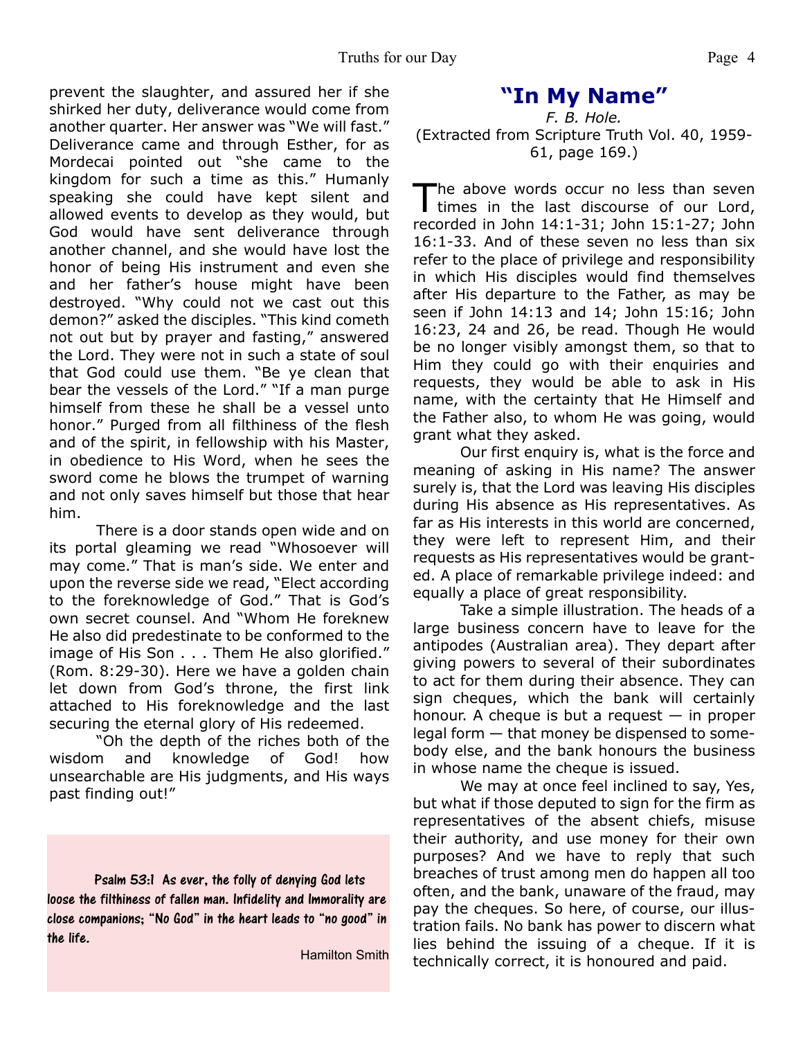prevent the slaughter, and assured her if she shirked her duty, deliverance would come from another quarter. Her answer was "We will fast." Deliverance came and through Esther, for as Mordecai pointed out "she came to the kingdom for such a time as this." Humanly speaking she could have kept silent and allowed events to develop as they would, but God would have sent deliverance through another channel, and she would have lost the honor of being His instrument and even she and her father's house might have been destroyed. "Why could not we cast out this demon?" asked the disciples. "This kind cometh not out but by prayer and fasting," answered the Lord. They were not in such a state of soul that God could use them. "Be ye clean that bear the vessels of the Lord." "If a man purge himself from these he shall be a vessel unto honor." Purged from all filthiness of the flesh and of the spirit, in fellowship with his Master, in obedience to His Word, when he sees the sword come he blows the trumpet of warning and not only saves himself but those that hear him.

There is a door stands open wide and on its portal gleaming we read "Whosoever will may come." That is man's side. We enter and upon the reverse side we read, "Elect according to the foreknowledge of God." That is God's own secret counsel. And "Whom He foreknew He also did predestinate to be conformed to the image of His Son . . . Them He also glorified." (Rom. 8:29-30). Here we have a golden chain let down from God's throne, the first link attached to His foreknowledge and the last securing the eternal glory of His redeemed.

"Oh the depth of the riches both of the wisdom and knowledge of God! how unsearchable are His judgments, and His ways past finding out!"

> **Psalm 53:1** As ever, the folly of denying God lets loose the filthiness of fallen man. Infidelity and Immorality are close companions; "No God" in the heart leads to "no good" in the life.
>
> Hamilton Smith

## "In My Name"

*F. B. Hole.*

(Extracted from Scripture Truth Vol. 40, 1959-61, page 169.)

The above words occur no less than seven times in the last discourse of our Lord, recorded in John 14:1-31; John 15:1-27; John 16:1-33. And of these seven no less than six refer to the place of privilege and responsibility in which His disciples would find themselves after His departure to the Father, as may be seen if John 14:13 and 14; John 15:16; John 16:23, 24 and 26, be read. Though He would be no longer visibly amongst them, so that to Him they could go with their enquiries and requests, they would be able to ask in His name, with the certainty that He Himself and the Father also, to whom He was going, would grant what they asked.

Our first enquiry is, what is the force and meaning of asking in His name? The answer surely is, that the Lord was leaving His disciples during His absence as His representatives. As far as His interests in this world are concerned, they were left to represent Him, and their requests as His representatives would be granted. A place of remarkable privilege indeed: and equally a place of great responsibility.

Take a simple illustration. The heads of a large business concern have to leave for the antipodes (Australian area). They depart after giving powers to several of their subordinates to act for them during their absence. They can sign cheques, which the bank will certainly honour. A cheque is but a request — in proper legal form — that money be dispensed to somebody else, and the bank honours the business in whose name the cheque is issued.

We may at once feel inclined to say, Yes, but what if those deputed to sign for the firm as representatives of the absent chiefs, misuse their authority, and use money for their own purposes? And we have to reply that such breaches of trust among men do happen all too often, and the bank, unaware of the fraud, may pay the cheques. So here, of course, our illustration fails. No bank has power to discern what lies behind the issuing of a cheque. If it is technically correct, it is honoured and paid.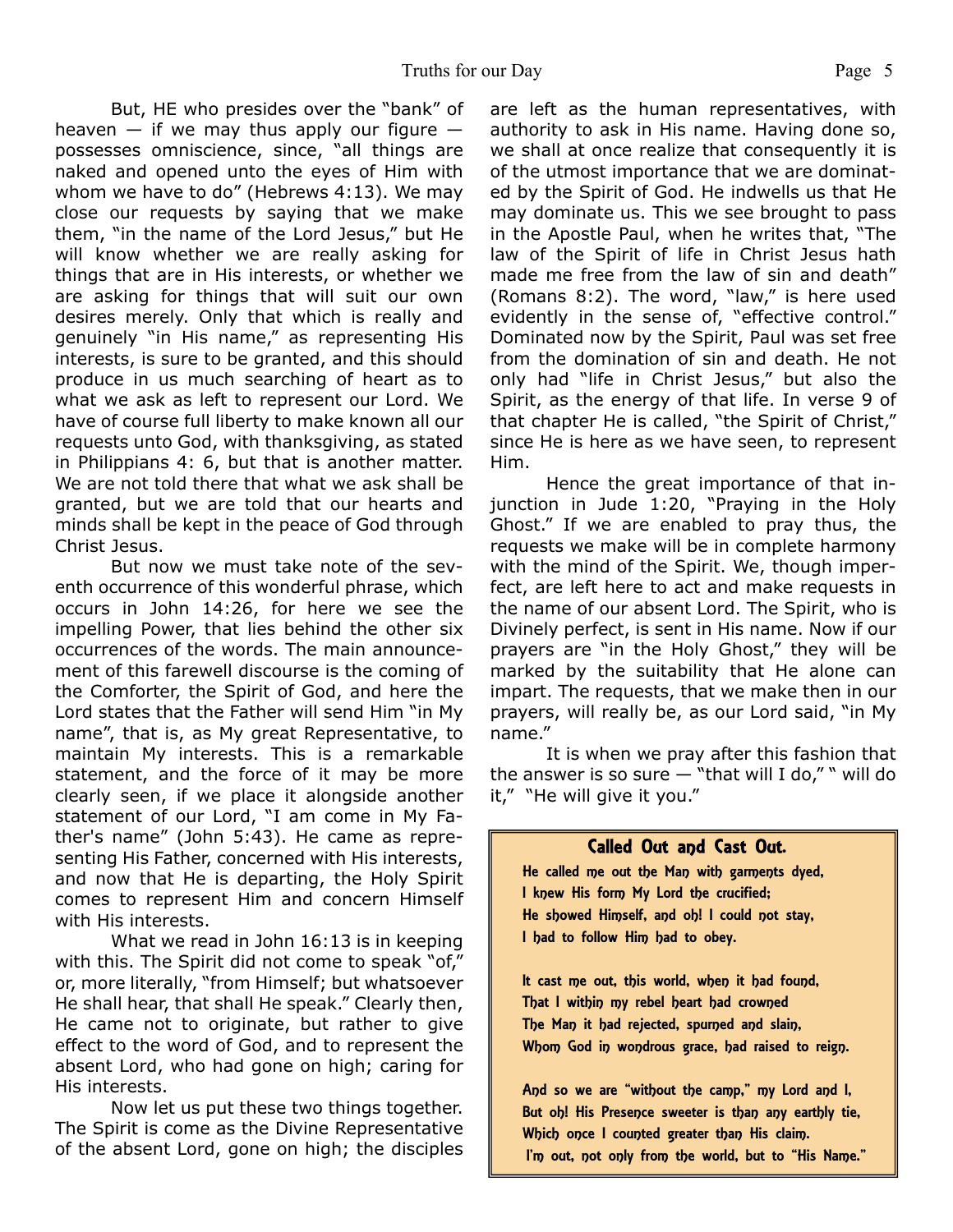But, HE who presides over the "bank" of heaven — if we may thus apply our figure — possesses omniscience, since, "all things are naked and opened unto the eyes of Him with whom we have to do" (Hebrews 4:13). We may close our requests by saying that we make them, "in the name of the Lord Jesus," but He will know whether we are really asking for things that are in His interests, or whether we are asking for things that will suit our own desires merely. Only that which is really and genuinely "in His name," as representing His interests, is sure to be granted, and this should produce in us much searching of heart as to what we ask as left to represent our Lord. We have of course full liberty to make known all our requests unto God, with thanksgiving, as stated in Philippians 4: 6, but that is another matter. We are not told there that what we ask shall be granted, but we are told that our hearts and minds shall be kept in the peace of God through Christ Jesus.

But now we must take note of the seventh occurrence of this wonderful phrase, which occurs in John 14:26, for here we see the impelling Power, that lies behind the other six occurrences of the words. The main announcement of this farewell discourse is the coming of the Comforter, the Spirit of God, and here the Lord states that the Father will send Him "in My name", that is, as My great Representative, to maintain My interests. This is a remarkable statement, and the force of it may be more clearly seen, if we place it alongside another statement of our Lord, "I am come in My Father's name" (John 5:43). He came as representing His Father, concerned with His interests, and now that He is departing, the Holy Spirit comes to represent Him and concern Himself with His interests.

What we read in John 16:13 is in keeping with this. The Spirit did not come to speak "of," or, more literally, "from Himself; but whatsoever He shall hear, that shall He speak." Clearly then, He came not to originate, but rather to give effect to the word of God, and to represent the absent Lord, who had gone on high; caring for His interests.

Now let us put these two things together. The Spirit is come as the Divine Representative of the absent Lord, gone on high; the disciples are left as the human representatives, with authority to ask in His name. Having done so, we shall at once realize that consequently it is of the utmost importance that we are dominated by the Spirit of God. He indwells us that He may dominate us. This we see brought to pass in the Apostle Paul, when he writes that, "The law of the Spirit of life in Christ Jesus hath made me free from the law of sin and death" (Romans 8:2). The word, "law," is here used evidently in the sense of, "effective control." Dominated now by the Spirit, Paul was set free from the domination of sin and death. He not only had "life in Christ Jesus," but also the Spirit, as the energy of that life. In verse 9 of that chapter He is called, "the Spirit of Christ," since He is here as we have seen, to represent Him.

Hence the great importance of that injunction in Jude 1:20, "Praying in the Holy Ghost." If we are enabled to pray thus, the requests we make will be in complete harmony with the mind of the Spirit. We, though imperfect, are left here to act and make requests in the name of our absent Lord. The Spirit, who is Divinely perfect, is sent in His name. Now if our prayers are "in the Holy Ghost," they will be marked by the suitability that He alone can impart. The requests, that we make then in our prayers, will really be, as our Lord said, "in My name."

It is when we pray after this fashion that the answer is so sure — "that will I do," " will do it," "He will give it you."

### Called Out and Cast Out.

He called me out the Man with garments dyed,  
I knew His form My Lord the crucified;  
He showed Himself, and oh! I could not stay,  
I had to follow Him had to obey.

It cast me out, this world, when it had found,  
That I within my rebel heart had crowned  
The Man it had rejected, spurned and slain,  
Whom God in wondrous grace, had raised to reign.

And so we are "without the camp," my Lord and I,  
But oh! His Presence sweeter is than any earthly tie,  
Which once I counted greater than His claim.  
I'm out, not only from the world, but to "His Name."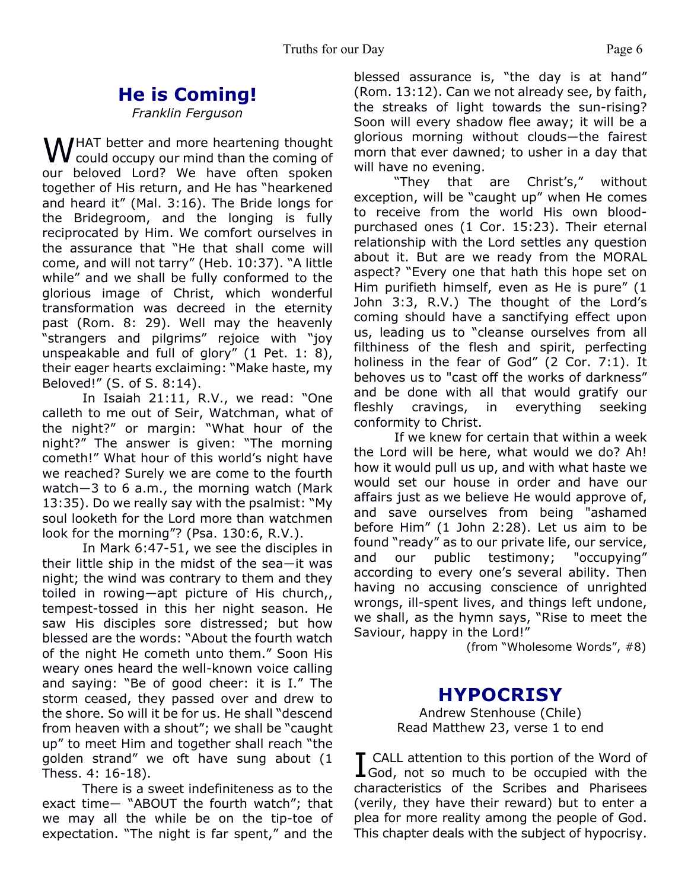## He is Coming!

*Franklin Ferguson*

WHAT better and more heartening thought could occupy our mind than the coming of our beloved Lord? We have often spoken together of His return, and He has "hearkened and heard it" (Mal. 3:16). The Bride longs for the Bridegroom, and the longing is fully reciprocated by Him. We comfort ourselves in the assurance that "He that shall come will come, and will not tarry" (Heb. 10:37). "A little while" and we shall be fully conformed to the glorious image of Christ, which wonderful transformation was decreed in the eternity past (Rom. 8: 29). Well may the heavenly "strangers and pilgrims" rejoice with "joy unspeakable and full of glory" (1 Pet. 1: 8), their eager hearts exclaiming: "Make haste, my Beloved!" (S. of S. 8:14).

In Isaiah 21:11, R.V., we read: "One calleth to me out of Seir, Watchman, what of the night?" or margin: "What hour of the night?" The answer is given: "The morning cometh!" What hour of this world's night have we reached? Surely we are come to the fourth watch—3 to 6 a.m., the morning watch (Mark 13:35). Do we really say with the psalmist: "My soul looketh for the Lord more than watchmen look for the morning"? (Psa. 130:6, R.V.).

In Mark 6:47-51, we see the disciples in their little ship in the midst of the sea—it was night; the wind was contrary to them and they toiled in rowing—apt picture of His church,, tempest-tossed in this her night season. He saw His disciples sore distressed; but how blessed are the words: "About the fourth watch of the night He cometh unto them." Soon His weary ones heard the well-known voice calling and saying: "Be of good cheer: it is I." The storm ceased, they passed over and drew to the shore. So will it be for us. He shall "descend from heaven with a shout"; we shall be "caught up" to meet Him and together shall reach "the golden strand" we oft have sung about (1 Thess. 4: 16-18).

There is a sweet indefiniteness as to the exact time— "ABOUT the fourth watch"; that we may all the while be on the tip-toe of expectation. "The night is far spent," and the blessed assurance is, "the day is at hand" (Rom. 13:12). Can we not already see, by faith, the streaks of light towards the sun-rising? Soon will every shadow flee away; it will be a glorious morning without clouds—the fairest morn that ever dawned; to usher in a day that will have no evening.

"They that are Christ's," without exception, will be "caught up" when He comes to receive from the world His own blood-purchased ones (1 Cor. 15:23). Their eternal relationship with the Lord settles any question about it. But are we ready from the MORAL aspect? "Every one that hath this hope set on Him purifieth himself, even as He is pure" (1 John 3:3, R.V.) The thought of the Lord's coming should have a sanctifying effect upon us, leading us to "cleanse ourselves from all filthiness of the flesh and spirit, perfecting holiness in the fear of God" (2 Cor. 7:1). It behoves us to "cast off the works of darkness" and be done with all that would gratify our fleshly cravings, in everything seeking conformity to Christ.

If we knew for certain that within a week the Lord will be here, what would we do? Ah! how it would pull us up, and with what haste we would set our house in order and have our affairs just as we believe He would approve of, and save ourselves from being "ashamed before Him" (1 John 2:28). Let us aim to be found "ready" as to our private life, our service, and our public testimony; "occupying" according to every one's several ability. Then having no accusing conscience of unrighted wrongs, ill-spent lives, and things left undone, we shall, as the hymn says, "Rise to meet the Saviour, happy in the Lord!"

(from "Wholesome Words", #8)

## HYPOCRISY

Andrew Stenhouse (Chile)
Read Matthew 23, verse 1 to end

I CALL attention to this portion of the Word of God, not so much to be occupied with the characteristics of the Scribes and Pharisees (verily, they have their reward) but to enter a plea for more reality among the people of God. This chapter deals with the subject of hypocrisy.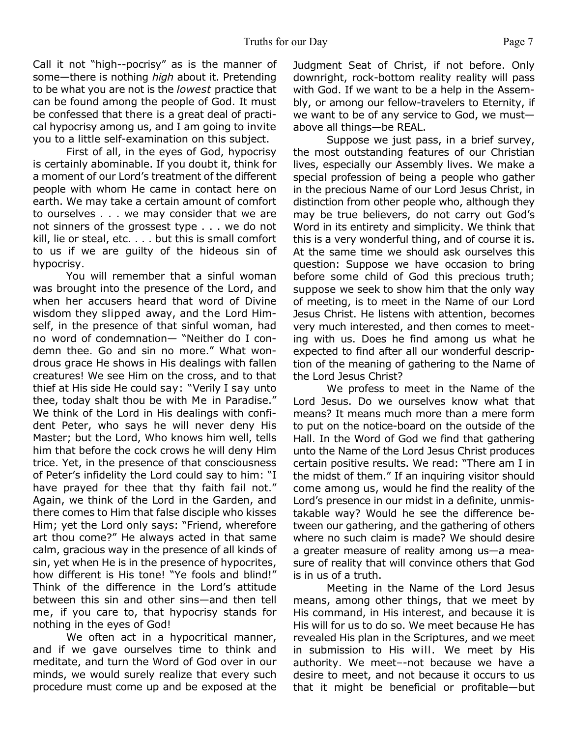Call it not "high--pocrisy" as is the manner of some—there is nothing *high* about it. Pretending to be what you are not is the *lowest* practice that can be found among the people of God. It must be confessed that there is a great deal of practical hypocrisy among us, and I am going to invite you to a little self-examination on this subject.

First of all, in the eyes of God, hypocrisy is certainly abominable. If you doubt it, think for a moment of our Lord's treatment of the different people with whom He came in contact here on earth. We may take a certain amount of comfort to ourselves . . . we may consider that we are not sinners of the grossest type . . . we do not kill, lie or steal, etc. . . . but this is small comfort to us if we are guilty of the hideous sin of hypocrisy.

You will remember that a sinful woman was brought into the presence of the Lord, and when her accusers heard that word of Divine wisdom they slipped away, and the Lord Himself, in the presence of that sinful woman, had no word of condemnation— "Neither do I condemn thee. Go and sin no more." What wondrous grace He shows in His dealings with fallen creatures! We see Him on the cross, and to that thief at His side He could say: "Verily I say unto thee, today shalt thou be with Me in Paradise." We think of the Lord in His dealings with confident Peter, who says he will never deny His Master; but the Lord, Who knows him well, tells him that before the cock crows he will deny Him trice. Yet, in the presence of that consciousness of Peter's infidelity the Lord could say to him: "I have prayed for thee that thy faith fail not." Again, we think of the Lord in the Garden, and there comes to Him that false disciple who kisses Him; yet the Lord only says: "Friend, wherefore art thou come?" He always acted in that same calm, gracious way in the presence of all kinds of sin, yet when He is in the presence of hypocrites, how different is His tone! "Ye fools and blind!" Think of the difference in the Lord's attitude between this sin and other sins—and then tell me, if you care to, that hypocrisy stands for nothing in the eyes of God!

We often act in a hypocritical manner, and if we gave ourselves time to think and meditate, and turn the Word of God over in our minds, we would surely realize that every such procedure must come up and be exposed at the Judgment Seat of Christ, if not before. Only downright, rock-bottom reality reality will pass with God. If we want to be a help in the Assembly, or among our fellow-travelers to Eternity, if we want to be of any service to God, we must—above all things—be REAL.

Suppose we just pass, in a brief survey, the most outstanding features of our Christian lives, especially our Assembly lives. We make a special profession of being a people who gather in the precious Name of our Lord Jesus Christ, in distinction from other people who, although they may be true believers, do not carry out God's Word in its entirety and simplicity. We think that this is a very wonderful thing, and of course it is. At the same time we should ask ourselves this question: Suppose we have occasion to bring before some child of God this precious truth; suppose we seek to show him that the only way of meeting, is to meet in the Name of our Lord Jesus Christ. He listens with attention, becomes very much interested, and then comes to meeting with us. Does he find among us what he expected to find after all our wonderful description of the meaning of gathering to the Name of the Lord Jesus Christ?

We profess to meet in the Name of the Lord Jesus. Do we ourselves know what that means? It means much more than a mere form to put on the notice-board on the outside of the Hall. In the Word of God we find that gathering unto the Name of the Lord Jesus Christ produces certain positive results. We read: "There am I in the midst of them." If an inquiring visitor should come among us, would he find the reality of the Lord's presence in our midst in a definite, unmistakable way? Would he see the difference between our gathering, and the gathering of others where no such claim is made? We should desire a greater measure of reality among us—a measure of reality that will convince others that God is in us of a truth.

Meeting in the Name of the Lord Jesus means, among other things, that we meet by His command, in His interest, and because it is His will for us to do so. We meet because He has revealed His plan in the Scriptures, and we meet in submission to His will. We meet by His authority. We meet–-not because we have a desire to meet, and not because it occurs to us that it might be beneficial or profitable—but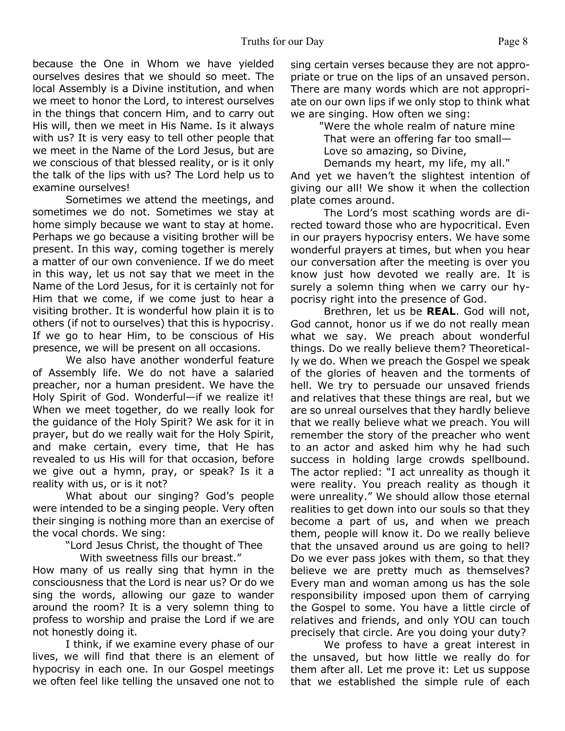because the One in Whom we have yielded ourselves desires that we should so meet. The local Assembly is a Divine institution, and when we meet to honor the Lord, to interest ourselves in the things that concern Him, and to carry out His will, then we meet in His Name. Is it always with us? It is very easy to tell other people that we meet in the Name of the Lord Jesus, but are we conscious of that blessed reality, or is it only the talk of the lips with us? The Lord help us to examine ourselves!

Sometimes we attend the meetings, and sometimes we do not. Sometimes we stay at home simply because we want to stay at home. Perhaps we go because a visiting brother will be present. In this way, coming together is merely a matter of our own convenience. If we do meet in this way, let us not say that we meet in the Name of the Lord Jesus, for it is certainly not for Him that we come, if we come just to hear a visiting brother. It is wonderful how plain it is to others (if not to ourselves) that this is hypocrisy. If we go to hear Him, to be conscious of His presence, we will be present on all occasions.

We also have another wonderful feature of Assembly life. We do not have a salaried preacher, nor a human president. We have the Holy Spirit of God. Wonderful—if we realize it! When we meet together, do we really look for the guidance of the Holy Spirit? We ask for it in prayer, but do we really wait for the Holy Spirit, and make certain, every time, that He has revealed to us His will for that occasion, before we give out a hymn, pray, or speak? Is it a reality with us, or is it not?

What about our singing? God's people were intended to be a singing people. Very often their singing is nothing more than an exercise of the vocal chords. We sing:

> "Lord Jesus Christ, the thought of Thee
> With sweetness fills our breast."

How many of us really sing that hymn in the consciousness that the Lord is near us? Or do we sing the words, allowing our gaze to wander around the room? It is a very solemn thing to profess to worship and praise the Lord if we are not honestly doing it.

I think, if we examine every phase of our lives, we will find that there is an element of hypocrisy in each one. In our Gospel meetings we often feel like telling the unsaved one not to sing certain verses because they are not appropriate or true on the lips of an unsaved person. There are many words which are not appropriate on our own lips if we only stop to think what we are singing. How often we sing:

> "Were the whole realm of nature mine
> That were an offering far too small—
> Love so amazing, so Divine,
> Demands my heart, my life, my all."

And yet we haven't the slightest intention of giving our all! We show it when the collection plate comes around.

The Lord's most scathing words are directed toward those who are hypocritical. Even in our prayers hypocrisy enters. We have some wonderful prayers at times, but when you hear our conversation after the meeting is over you know just how devoted we really are. It is surely a solemn thing when we carry our hypocrisy right into the presence of God.

Brethren, let us be **REAL**. God will not, God cannot, honor us if we do not really mean what we say. We preach about wonderful things. Do we really believe them? Theoretically we do. When we preach the Gospel we speak of the glories of heaven and the torments of hell. We try to persuade our unsaved friends and relatives that these things are real, but we are so unreal ourselves that they hardly believe that we really believe what we preach. You will remember the story of the preacher who went to an actor and asked him why he had such success in holding large crowds spellbound. The actor replied: "I act unreality as though it were reality. You preach reality as though it were unreality." We should allow those eternal realities to get down into our souls so that they become a part of us, and when we preach them, people will know it. Do we really believe that the unsaved around us are going to hell? Do we ever pass jokes with them, so that they believe we are pretty much as themselves? Every man and woman among us has the sole responsibility imposed upon them of carrying the Gospel to some. You have a little circle of relatives and friends, and only YOU can touch precisely that circle. Are you doing your duty?

We profess to have a great interest in the unsaved, but how little we really do for them after all. Let me prove it: Let us suppose that we established the simple rule of each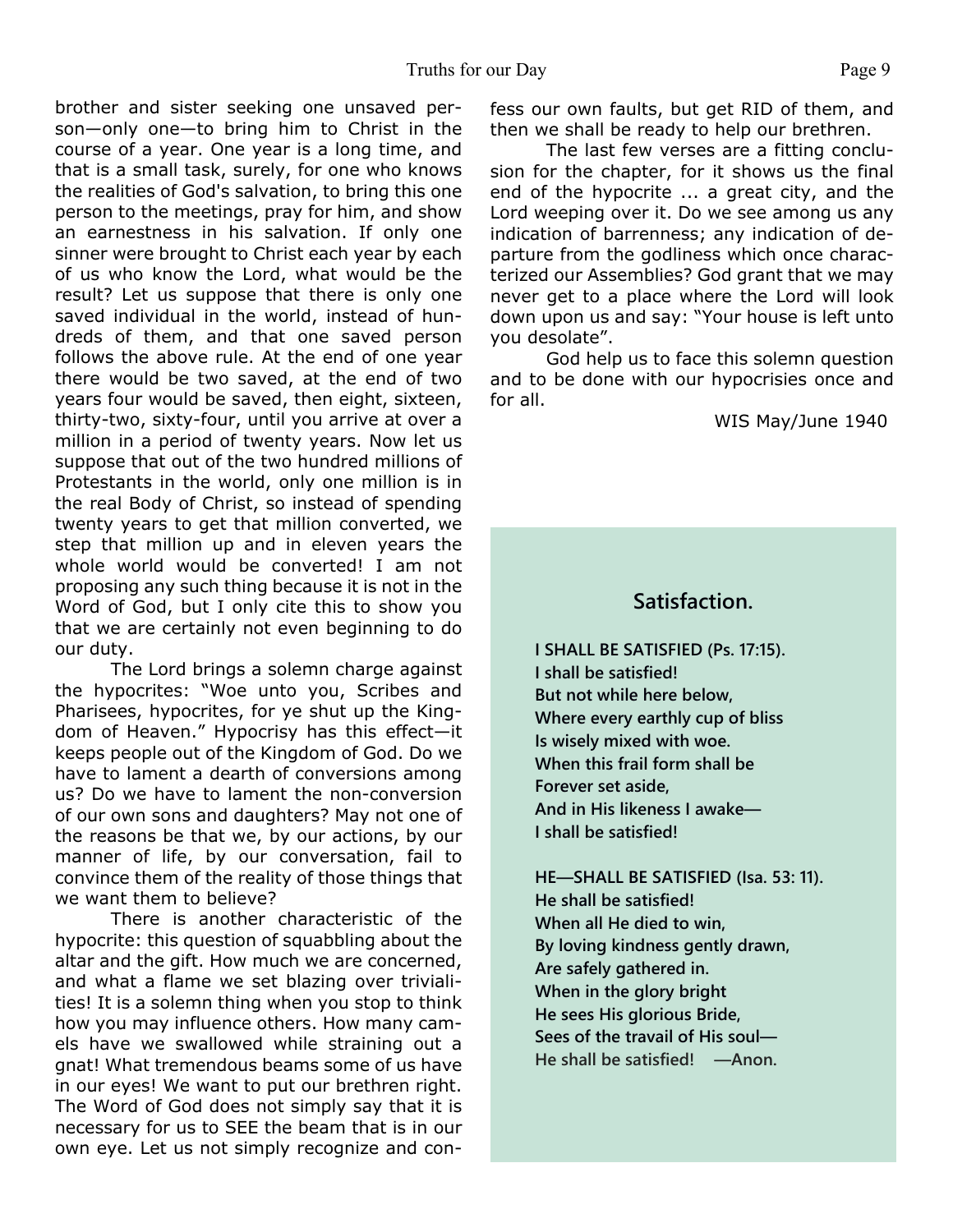brother and sister seeking one unsaved person—only one—to bring him to Christ in the course of a year. One year is a long time, and that is a small task, surely, for one who knows the realities of God's salvation, to bring this one person to the meetings, pray for him, and show an earnestness in his salvation. If only one sinner were brought to Christ each year by each of us who know the Lord, what would be the result? Let us suppose that there is only one saved individual in the world, instead of hundreds of them, and that one saved person follows the above rule. At the end of one year there would be two saved, at the end of two years four would be saved, then eight, sixteen, thirty-two, sixty-four, until you arrive at over a million in a period of twenty years. Now let us suppose that out of the two hundred millions of Protestants in the world, only one million is in the real Body of Christ, so instead of spending twenty years to get that million converted, we step that million up and in eleven years the whole world would be converted! I am not proposing any such thing because it is not in the Word of God, but I only cite this to show you that we are certainly not even beginning to do our duty.

The Lord brings a solemn charge against the hypocrites: "Woe unto you, Scribes and Pharisees, hypocrites, for ye shut up the Kingdom of Heaven." Hypocrisy has this effect—it keeps people out of the Kingdom of God. Do we have to lament a dearth of conversions among us? Do we have to lament the non-conversion of our own sons and daughters? May not one of the reasons be that we, by our actions, by our manner of life, by our conversation, fail to convince them of the reality of those things that we want them to believe?

There is another characteristic of the hypocrite: this question of squabbling about the altar and the gift. How much we are concerned, and what a flame we set blazing over trivialities! It is a solemn thing when you stop to think how you may influence others. How many camels have we swallowed while straining out a gnat! What tremendous beams some of us have in our eyes! We want to put our brethren right. The Word of God does not simply say that it is necessary for us to SEE the beam that is in our own eye. Let us not simply recognize and confess our own faults, but get RID of them, and then we shall be ready to help our brethren.

The last few verses are a fitting conclusion for the chapter, for it shows us the final end of the hypocrite ... a great city, and the Lord weeping over it. Do we see among us any indication of barrenness; any indication of departure from the godliness which once characterized our Assemblies? God grant that we may never get to a place where the Lord will look down upon us and say: "Your house is left unto you desolate".

God help us to face this solemn question and to be done with our hypocrisies once and for all.

WIS May/June 1940

## Satisfaction.

**I SHALL BE SATISFIED (Ps. 17:15).**
**I shall be satisfied!**
**But not while here below,**
**Where every earthly cup of bliss**
**Is wisely mixed with woe.**
**When this frail form shall be**
**Forever set aside,**
**And in His likeness I awake—**
**I shall be satisfied!**

**HE—SHALL BE SATISFIED (Isa. 53: 11).**
**He shall be satisfied!**
**When all He died to win,**
**By loving kindness gently drawn,**
**Are safely gathered in.**
**When in the glory bright**
**He sees His glorious Bride,**
**Sees of the travail of His soul—**
**He shall be satisfied! —Anon.**